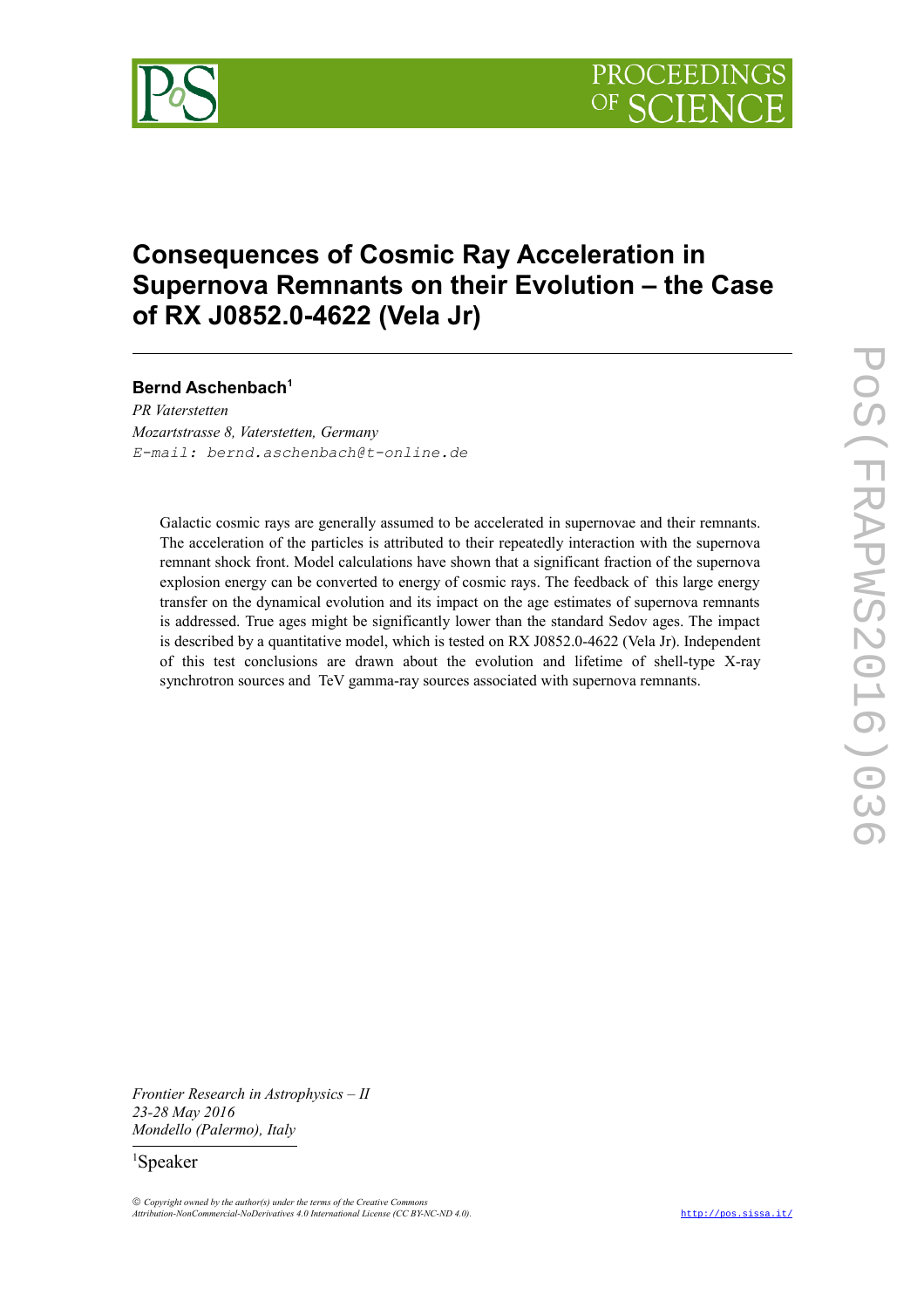# Consequences of Cosmic Ray Acceleration in Supernova Remnants on their Evolution – the Case of RX J0852.0-4622 (Vela Jr)

**Bernd Aschenbach**[1]

*PR Vaterstetten*
*Mozartstrasse 8, Vaterstetten, Germany*
*E-mail:* `bernd.aschenbach@t-online.de`

Galactic cosmic rays are generally assumed to be accelerated in supernovae and their remnants. The acceleration of the particles is attributed to their repeatedly interaction with the supernova remnant shock front. Model calculations have shown that a significant fraction of the supernova explosion energy can be converted to energy of cosmic rays. The feedback of this large energy transfer on the dynamical evolution and its impact on the age estimates of supernova remnants is addressed. True ages might be significantly lower than the standard Sedov ages. The impact is described by a quantitative model, which is tested on RX J0852.0-4622 (Vela Jr). Independent of this test conclusions are drawn about the evolution and lifetime of shell-type X-ray synchrotron sources and TeV gamma-ray sources associated with supernova remnants.

*Frontier Research in Astrophysics – II*
*23-28 May 2016*
*Mondello (Palermo), Italy*

[1]Speaker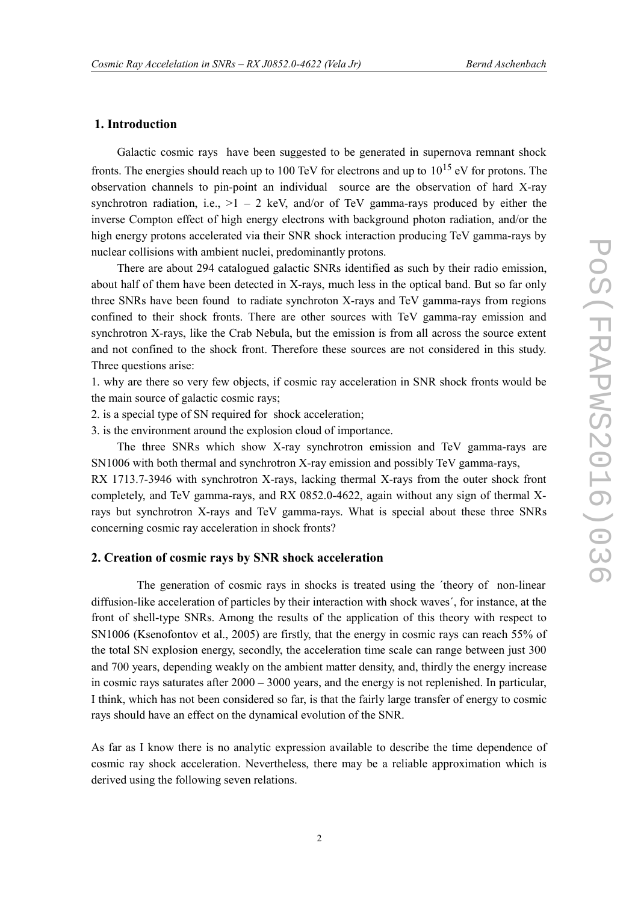## 1. Introduction

Galactic cosmic rays have been suggested to be generated in supernova remnant shock fronts. The energies should reach up to 100 TeV for electrons and up to $10^{15}$ eV for protons. The observation channels to pin-point an individual source are the observation of hard X-ray synchrotron radiation, i.e., >1 – 2 keV, and/or of TeV gamma-rays produced by either the inverse Compton effect of high energy electrons with background photon radiation, and/or the high energy protons accelerated via their SNR shock interaction producing TeV gamma-rays by nuclear collisions with ambient nuclei, predominantly protons.

There are about 294 catalogued galactic SNRs identified as such by their radio emission, about half of them have been detected in X-rays, much less in the optical band. But so far only three SNRs have been found to radiate synchroton X-rays and TeV gamma-rays from regions confined to their shock fronts. There are other sources with TeV gamma-ray emission and synchrotron X-rays, like the Crab Nebula, but the emission is from all across the source extent and not confined to the shock front. Therefore these sources are not considered in this study. Three questions arise:

1. why are there so very few objects, if cosmic ray acceleration in SNR shock fronts would be the main source of galactic cosmic rays;
2. is a special type of SN required for shock acceleration;
3. is the environment around the explosion cloud of importance.

The three SNRs which show X-ray synchrotron emission and TeV gamma-rays are SN1006 with both thermal and synchrotron X-ray emission and possibly TeV gamma-rays, RX 1713.7-3946 with synchrotron X-rays, lacking thermal X-rays from the outer shock front completely, and TeV gamma-rays, and RX 0852.0-4622, again without any sign of thermal X-rays but synchrotron X-rays and TeV gamma-rays. What is special about these three SNRs concerning cosmic ray acceleration in shock fronts?

## 2. Creation of cosmic rays by SNR shock acceleration

The generation of cosmic rays in shocks is treated using the ´theory of non-linear diffusion-like acceleration of particles by their interaction with shock waves´, for instance, at the front of shell-type SNRs. Among the results of the application of this theory with respect to SN1006 (Ksenofontov et al., 2005) are firstly, that the energy in cosmic rays can reach 55% of the total SN explosion energy, secondly, the acceleration time scale can range between just 300 and 700 years, depending weakly on the ambient matter density, and, thirdly the energy increase in cosmic rays saturates after 2000 – 3000 years, and the energy is not replenished. In particular, I think, which has not been considered so far, is that the fairly large transfer of energy to cosmic rays should have an effect on the dynamical evolution of the SNR.

As far as I know there is no analytic expression available to describe the time dependence of cosmic ray shock acceleration. Nevertheless, there may be a reliable approximation which is derived using the following seven relations.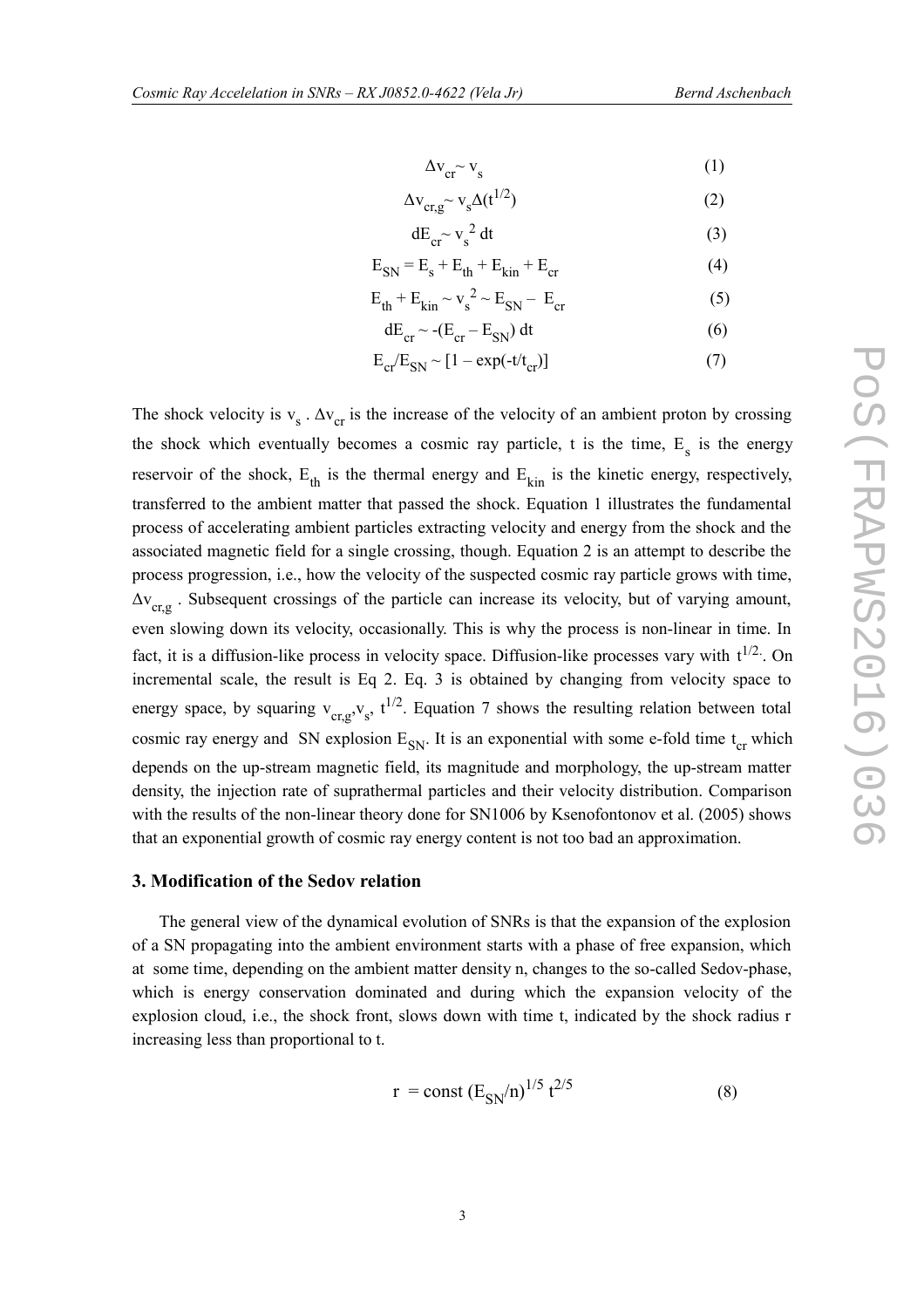$$\Delta v_{cr} \sim v_s \tag{1}$$

$$\Delta v_{cr,g} \sim v_s \Delta(t^{1/2}) \tag{2}$$

$$dE_{cr} \sim v_s^2\, dt \tag{3}$$

$$E_{SN} = E_s + E_{th} + E_{kin} + E_{cr} \tag{4}$$

$$E_{th} + E_{kin} \sim v_s^2 \sim E_{SN} - E_{cr} \tag{5}$$

$$dE_{cr} \sim -(E_{cr} - E_{SN})\, dt \tag{6}$$

$$E_{cr}/E_{SN} \sim [1 - \exp(-t/t_{cr})] \tag{7}$$

The shock velocity is $v_s$ . $\Delta v_{cr}$ is the increase of the velocity of an ambient proton by crossing the shock which eventually becomes a cosmic ray particle, t is the time, $E_s$ is the energy reservoir of the shock, $E_{th}$ is the thermal energy and $E_{kin}$ is the kinetic energy, respectively, transferred to the ambient matter that passed the shock. Equation 1 illustrates the fundamental process of accelerating ambient particles extracting velocity and energy from the shock and the associated magnetic field for a single crossing, though. Equation 2 is an attempt to describe the process progression, i.e., how the velocity of the suspected cosmic ray particle grows with time, $\Delta v_{cr,g}$ . Subsequent crossings of the particle can increase its velocity, but of varying amount, even slowing down its velocity, occasionally. This is why the process is non-linear in time. In fact, it is a diffusion-like process in velocity space. Diffusion-like processes vary with $t^{1/2}$. On incremental scale, the result is Eq 2. Eq. 3 is obtained by changing from velocity space to energy space, by squaring $v_{cr,g}$,$v_s$, $t^{1/2}$. Equation 7 shows the resulting relation between total cosmic ray energy and SN explosion $E_{SN}$. It is an exponential with some e-fold time $t_{cr}$ which depends on the up-stream magnetic field, its magnitude and morphology, the up-stream matter density, the injection rate of suprathermal particles and their velocity distribution. Comparison with the results of the non-linear theory done for SN1006 by Ksenofontonov et al. (2005) shows that an exponential growth of cosmic ray energy content is not too bad an approximation.

### 3. Modification of the Sedov relation

The general view of the dynamical evolution of SNRs is that the expansion of the explosion of a SN propagating into the ambient environment starts with a phase of free expansion, which at some time, depending on the ambient matter density n, changes to the so-called Sedov-phase, which is energy conservation dominated and during which the expansion velocity of the explosion cloud, i.e., the shock front, slows down with time t, indicated by the shock radius r increasing less than proportional to t.

$$r = \text{const}\, (E_{SN}/n)^{1/5}\, t^{2/5} \tag{8}$$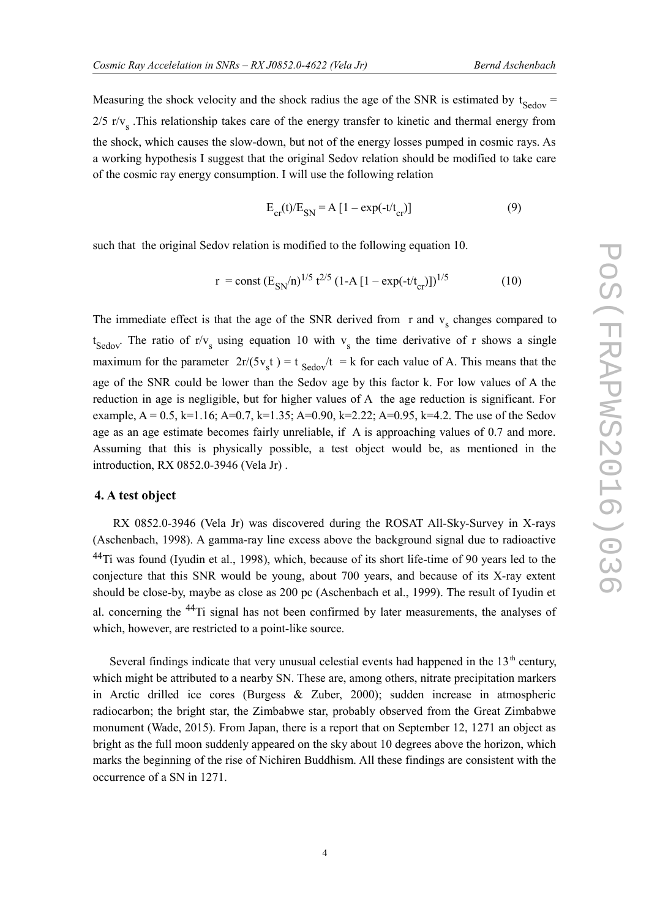Measuring the shock velocity and the shock radius the age of the SNR is estimated by $t_{Sedov}$ = 2/5 $r/v_s$ .This relationship takes care of the energy transfer to kinetic and thermal energy from the shock, which causes the slow-down, but not of the energy losses pumped in cosmic rays. As a working hypothesis I suggest that the original Sedov relation should be modified to take care of the cosmic ray energy consumption. I will use the following relation

$$E_{cr}(t)/E_{SN} = A\,[1 - \exp(-t/t_{cr})] \tag{9}$$

such that the original Sedov relation is modified to the following equation 10.

$$r = \text{const}\,(E_{SN}/n)^{1/5}\, t^{2/5}\, (1\text{-}A\,[1 - \exp(-t/t_{cr})])^{1/5} \tag{10}$$

The immediate effect is that the age of the SNR derived from r and $v_s$ changes compared to $t_{Sedov}$. The ratio of $r/v_s$ using equation 10 with $v_s$ the time derivative of r shows a single maximum for the parameter $2r/(5v_s t) = t_{Sedov}/t = k$ for each value of A. This means that the age of the SNR could be lower than the Sedov age by this factor k. For low values of A the reduction in age is negligible, but for higher values of A the age reduction is significant. For example, A = 0.5, k=1.16; A=0.7, k=1.35; A=0.90, k=2.22; A=0.95, k=4.2. The use of the Sedov age as an age estimate becomes fairly unreliable, if A is approaching values of 0.7 and more. Assuming that this is physically possible, a test object would be, as mentioned in the introduction, RX 0852.0-3946 (Vela Jr) .

## 4. A test object

RX 0852.0-3946 (Vela Jr) was discovered during the ROSAT All-Sky-Survey in X-rays (Aschenbach, 1998). A gamma-ray line excess above the background signal due to radioactive $^{44}Ti$ was found (Iyudin et al., 1998), which, because of its short life-time of 90 years led to the conjecture that this SNR would be young, about 700 years, and because of its X-ray extent should be close-by, maybe as close as 200 pc (Aschenbach et al., 1999). The result of Iyudin et al. concerning the $^{44}Ti$ signal has not been confirmed by later measurements, the analyses of which, however, are restricted to a point-like source.

Several findings indicate that very unusual celestial events had happened in the 13$^{th}$ century, which might be attributed to a nearby SN. These are, among others, nitrate precipitation markers in Arctic drilled ice cores (Burgess & Zuber, 2000); sudden increase in atmospheric radiocarbon; the bright star, the Zimbabwe star, probably observed from the Great Zimbabwe monument (Wade, 2015). From Japan, there is a report that on September 12, 1271 an object as bright as the full moon suddenly appeared on the sky about 10 degrees above the horizon, which marks the beginning of the rise of Nichiren Buddhism. All these findings are consistent with the occurrence of a SN in 1271.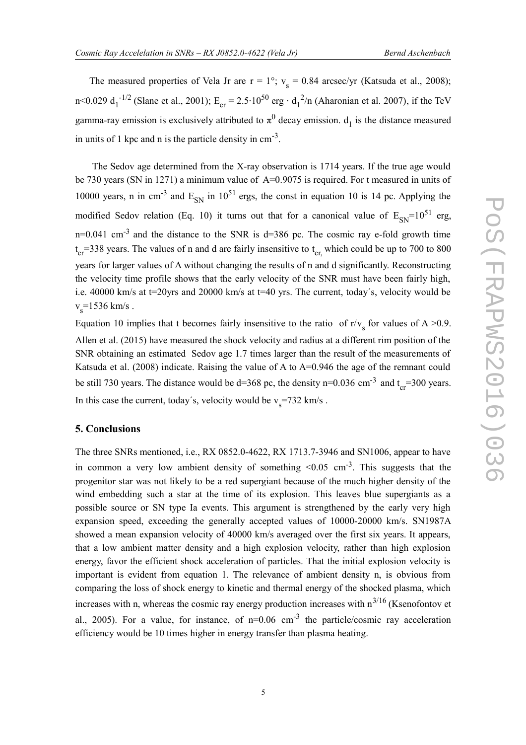The measured properties of Vela Jr are $r = 1°$; $v_s = 0.84$ arcsec/yr (Katsuda et al., 2008); $n<0.029\ d_1^{-1/2}$ (Slane et al., 2001); $E_{cr} = 2.5\cdot10^{50}$ erg $\cdot\ d_1^{2}/n$ (Aharonian et al. 2007), if the TeV gamma-ray emission is exclusively attributed to $\pi^0$ decay emission. $d_1$ is the distance measured in units of 1 kpc and n is the particle density in $cm^{-3}$.

The Sedov age determined from the X-ray observation is 1714 years. If the true age would be 730 years (SN in 1271) a minimum value of A=0.9075 is required. For t measured in units of 10000 years, n in $cm^{-3}$ and $E_{SN}$ in $10^{51}$ ergs, the const in equation 10 is 14 pc. Applying the modified Sedov relation (Eq. 10) it turns out that for a canonical value of $E_{SN}=10^{51}$ erg, $n=0.041\ cm^{-3}$ and the distance to the SNR is d=386 pc. The cosmic ray e-fold growth time $t_{cr}$=338 years. The values of n and d are fairly insensitive to $t_{cr,}$ which could be up to 700 to 800 years for larger values of A without changing the results of n and d significantly. Reconstructing the velocity time profile shows that the early velocity of the SNR must have been fairly high, i.e. 40000 km/s at t=20yrs and 20000 km/s at t=40 yrs. The current, today´s, velocity would be $v_s$=1536 km/s .

Equation 10 implies that t becomes fairly insensitive to the ratio of $r/v_s$ for values of A >0.9. Allen et al. (2015) have measured the shock velocity and radius at a different rim position of the SNR obtaining an estimated Sedov age 1.7 times larger than the result of the measurements of Katsuda et al. (2008) indicate. Raising the value of A to A=0.946 the age of the remnant could be still 730 years. The distance would be d=368 pc, the density $n=0.036\ cm^{-3}$ and $t_{cr}$=300 years. In this case the current, today´s, velocity would be $v_s$=732 km/s .

## 5. Conclusions

The three SNRs mentioned, i.e., RX 0852.0-4622, RX 1713.7-3946 and SN1006, appear to have in common a very low ambient density of something $<0.05\ cm^{-3}$. This suggests that the progenitor star was not likely to be a red supergiant because of the much higher density of the wind embedding such a star at the time of its explosion. This leaves blue supergiants as a possible source or SN type Ia events. This argument is strengthened by the early very high expansion speed, exceeding the generally accepted values of 10000-20000 km/s. SN1987A showed a mean expansion velocity of 40000 km/s averaged over the first six years. It appears, that a low ambient matter density and a high explosion velocity, rather than high explosion energy, favor the efficient shock acceleration of particles. That the initial explosion velocity is important is evident from equation 1. The relevance of ambient density n, is obvious from comparing the loss of shock energy to kinetic and thermal energy of the shocked plasma, which increases with n, whereas the cosmic ray energy production increases with $n^{3/16}$ (Ksenofontov et al., 2005). For a value, for instance, of $n=0.06\ cm^{-3}$ the particle/cosmic ray acceleration efficiency would be 10 times higher in energy transfer than plasma heating.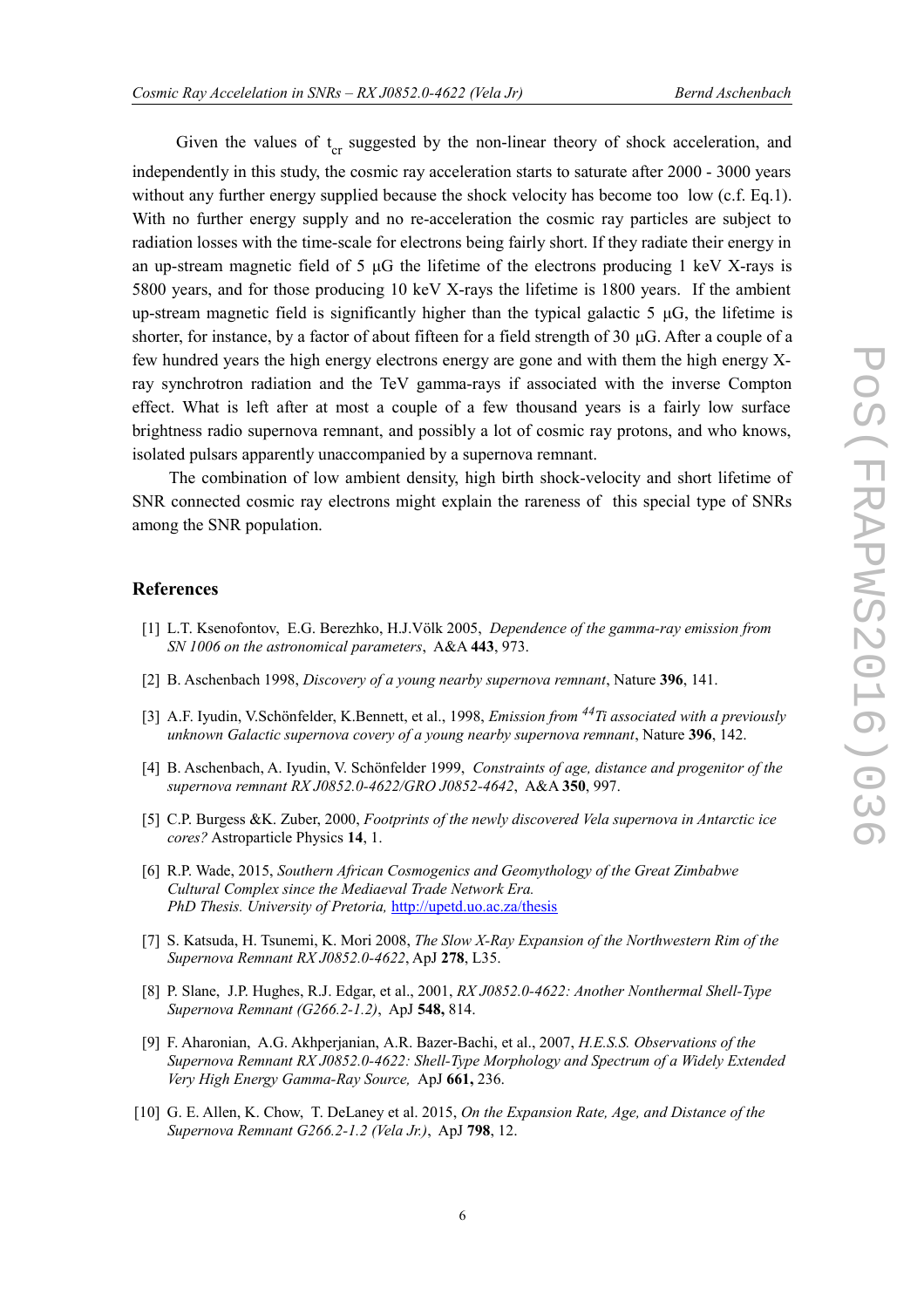Given the values of $t_{cr}$ suggested by the non-linear theory of shock acceleration, and independently in this study, the cosmic ray acceleration starts to saturate after 2000 - 3000 years without any further energy supplied because the shock velocity has become too low (c.f. Eq.1). With no further energy supply and no re-acceleration the cosmic ray particles are subject to radiation losses with the time-scale for electrons being fairly short. If they radiate their energy in an up-stream magnetic field of 5 μG the lifetime of the electrons producing 1 keV X-rays is 5800 years, and for those producing 10 keV X-rays the lifetime is 1800 years. If the ambient up-stream magnetic field is significantly higher than the typical galactic 5 μG, the lifetime is shorter, for instance, by a factor of about fifteen for a field strength of 30 μG. After a couple of a few hundred years the high energy electrons energy are gone and with them the high energy X-ray synchrotron radiation and the TeV gamma-rays if associated with the inverse Compton effect. What is left after at most a couple of a few thousand years is a fairly low surface brightness radio supernova remnant, and possibly a lot of cosmic ray protons, and who knows, isolated pulsars apparently unaccompanied by a supernova remnant.

The combination of low ambient density, high birth shock-velocity and short lifetime of SNR connected cosmic ray electrons might explain the rareness of this special type of SNRs among the SNR population.

## References

[1] L.T. Ksenofontov, E.G. Berezhko, H.J.Völk 2005, *Dependence of the gamma-ray emission from SN 1006 on the astronomical parameters*, A&A **443**, 973.

[2] B. Aschenbach 1998, *Discovery of a young nearby supernova remnant*, Nature **396**, 141.

[3] A.F. Iyudin, V.Schönfelder, K.Bennett, et al., 1998, *Emission from $^{44}$Ti associated with a previously unknown Galactic supernova covery of a young nearby supernova remnant*, Nature **396**, 142.

[4] B. Aschenbach, A. Iyudin, V. Schönfelder 1999, *Constraints of age, distance and progenitor of the supernova remnant RX J0852.0-4622/GRO J0852-4642*, A&A **350**, 997.

[5] C.P. Burgess &K. Zuber, 2000, *Footprints of the newly discovered Vela supernova in Antarctic ice cores?* Astroparticle Physics **14**, 1.

[6] R.P. Wade, 2015, *Southern African Cosmogenics and Geomythology of the Great Zimbabwe Cultural Complex since the Mediaeval Trade Network Era. PhD Thesis. University of Pretoria,* http://upetd.uo.ac.za/thesis

[7] S. Katsuda, H. Tsunemi, K. Mori 2008, *The Slow X-Ray Expansion of the Northwestern Rim of the Supernova Remnant RX J0852.0-4622*, ApJ **278**, L35.

[8] P. Slane, J.P. Hughes, R.J. Edgar, et al., 2001, *RX J0852.0-4622: Another Nonthermal Shell-Type Supernova Remnant (G266.2-1.2)*, ApJ **548,** 814.

[9] F. Aharonian, A.G. Akhperjanian, A.R. Bazer-Bachi, et al., 2007, *H.E.S.S. Observations of the Supernova Remnant RX J0852.0-4622: Shell-Type Morphology and Spectrum of a Widely Extended Very High Energy Gamma-Ray Source,* ApJ **661,** 236.

[10] G. E. Allen, K. Chow, T. DeLaney et al. 2015, *On the Expansion Rate, Age, and Distance of the Supernova Remnant G266.2-1.2 (Vela Jr.)*, ApJ **798**, 12.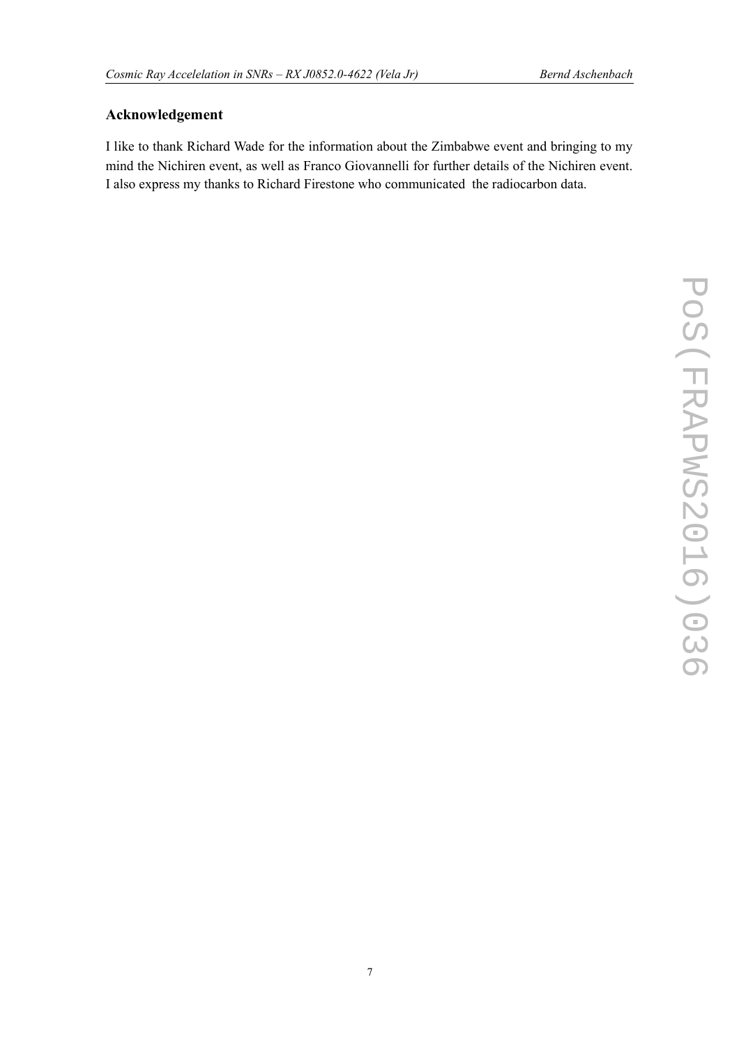## Acknowledgement

I like to thank Richard Wade for the information about the Zimbabwe event and bringing to my mind the Nichiren event, as well as Franco Giovannelli for further details of the Nichiren event. I also express my thanks to Richard Firestone who communicated the radiocarbon data.